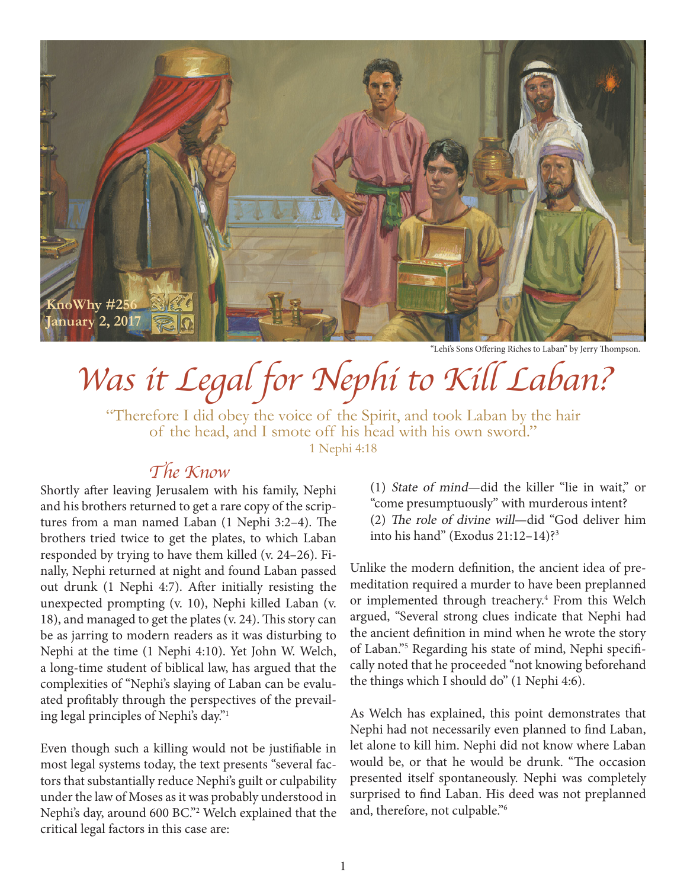KnoWhy #256
January 2, 2017

"Lehi's Sons Offering Riches to Laban" by Jerry Thompson.

# Was it Legal for Nephi to Kill Laban?

"Therefore I did obey the voice of the Spirit, and took Laban by the hair of the head, and I smote off his head with his own sword."
1 Nephi 4:18

## The Know

Shortly after leaving Jerusalem with his family, Nephi and his brothers returned to get a rare copy of the scriptures from a man named Laban (1 Nephi 3:2–4). The brothers tried twice to get the plates, to which Laban responded by trying to have them killed (v. 24–26). Finally, Nephi returned at night and found Laban passed out drunk (1 Nephi 4:7). After initially resisting the unexpected prompting (v. 10), Nephi killed Laban (v. 18), and managed to get the plates (v. 24). This story can be as jarring to modern readers as it was disturbing to Nephi at the time (1 Nephi 4:10). Yet John W. Welch, a long-time student of biblical law, has argued that the complexities of "Nephi's slaying of Laban can be evaluated profitably through the perspectives of the prevailing legal principles of Nephi's day."[1]

Even though such a killing would not be justifiable in most legal systems today, the text presents "several factors that substantially reduce Nephi's guilt or culpability under the law of Moses as it was probably understood in Nephi's day, around 600 BC."[2] Welch explained that the critical legal factors in this case are:

(1) *State of mind*—did the killer "lie in wait," or "come presumptuously" with murderous intent?
(2) *The role of divine will*—did "God deliver him into his hand" (Exodus 21:12–14)?[3]

Unlike the modern definition, the ancient idea of premeditation required a murder to have been preplanned or implemented through treachery.[4] From this Welch argued, "Several strong clues indicate that Nephi had the ancient definition in mind when he wrote the story of Laban."[5] Regarding his state of mind, Nephi specifically noted that he proceeded "not knowing beforehand the things which I should do" (1 Nephi 4:6).

As Welch has explained, this point demonstrates that Nephi had not necessarily even planned to find Laban, let alone to kill him. Nephi did not know where Laban would be, or that he would be drunk. "The occasion presented itself spontaneously. Nephi was completely surprised to find Laban. His deed was not preplanned and, therefore, not culpable."[6]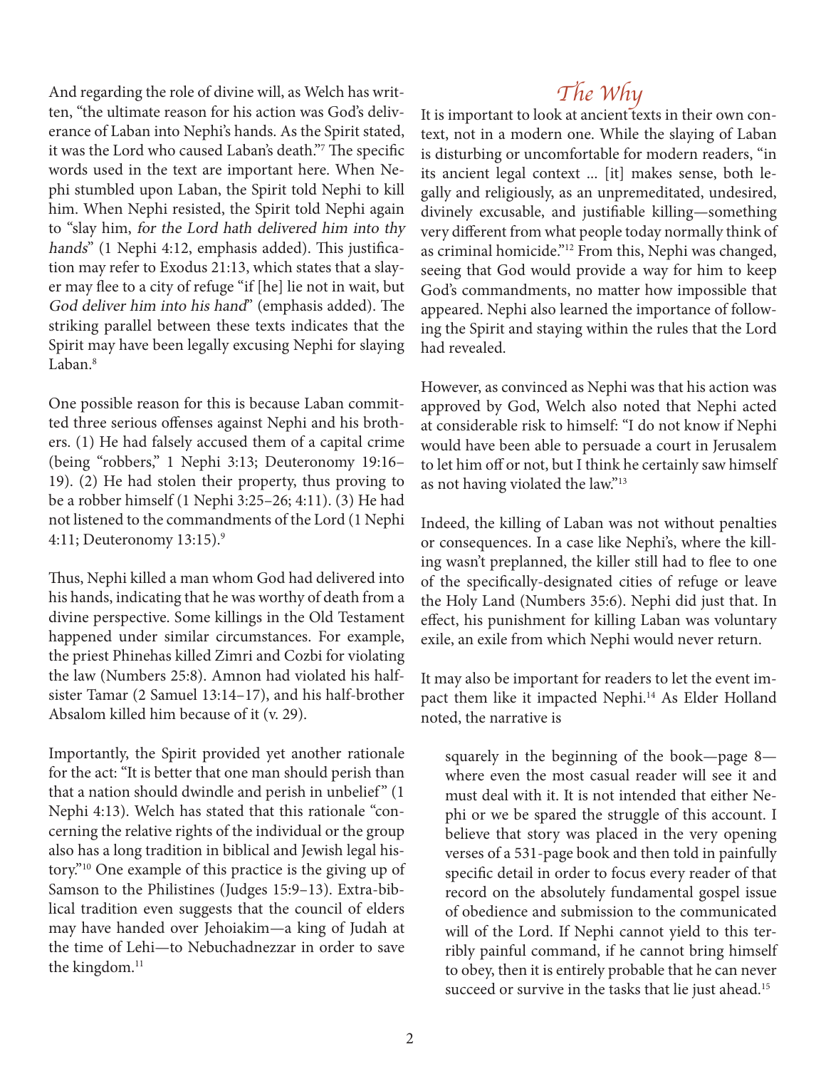And regarding the role of divine will, as Welch has written, "the ultimate reason for his action was God's deliverance of Laban into Nephi's hands. As the Spirit stated, it was the Lord who caused Laban's death."[7] The specific words used in the text are important here. When Nephi stumbled upon Laban, the Spirit told Nephi to kill him. When Nephi resisted, the Spirit told Nephi again to "slay him, *for the Lord hath delivered him into thy hands*" (1 Nephi 4:12, emphasis added). This justification may refer to Exodus 21:13, which states that a slayer may flee to a city of refuge "if [he] lie not in wait, but *God deliver him into his hand*" (emphasis added). The striking parallel between these texts indicates that the Spirit may have been legally excusing Nephi for slaying Laban.[8]

One possible reason for this is because Laban committed three serious offenses against Nephi and his brothers. (1) He had falsely accused them of a capital crime (being "robbers," 1 Nephi 3:13; Deuteronomy 19:16–19). (2) He had stolen their property, thus proving to be a robber himself (1 Nephi 3:25–26; 4:11). (3) He had not listened to the commandments of the Lord (1 Nephi 4:11; Deuteronomy 13:15).[9]

Thus, Nephi killed a man whom God had delivered into his hands, indicating that he was worthy of death from a divine perspective. Some killings in the Old Testament happened under similar circumstances. For example, the priest Phinehas killed Zimri and Cozbi for violating the law (Numbers 25:8). Amnon had violated his half-sister Tamar (2 Samuel 13:14–17), and his half-brother Absalom killed him because of it (v. 29).

Importantly, the Spirit provided yet another rationale for the act: "It is better that one man should perish than that a nation should dwindle and perish in unbelief" (1 Nephi 4:13). Welch has stated that this rationale "concerning the relative rights of the individual or the group also has a long tradition in biblical and Jewish legal history."[10] One example of this practice is the giving up of Samson to the Philistines (Judges 15:9–13). Extra-biblical tradition even suggests that the council of elders may have handed over Jehoiakim—a king of Judah at the time of Lehi—to Nebuchadnezzar in order to save the kingdom.[11]

## The Why

It is important to look at ancient texts in their own context, not in a modern one. While the slaying of Laban is disturbing or uncomfortable for modern readers, "in its ancient legal context … [it] makes sense, both legally and religiously, as an unpremeditated, undesired, divinely excusable, and justifiable killing—something very different from what people today normally think of as criminal homicide."[12] From this, Nephi was changed, seeing that God would provide a way for him to keep God's commandments, no matter how impossible that appeared. Nephi also learned the importance of following the Spirit and staying within the rules that the Lord had revealed.

However, as convinced as Nephi was that his action was approved by God, Welch also noted that Nephi acted at considerable risk to himself: "I do not know if Nephi would have been able to persuade a court in Jerusalem to let him off or not, but I think he certainly saw himself as not having violated the law."[13]

Indeed, the killing of Laban was not without penalties or consequences. In a case like Nephi's, where the killing wasn't preplanned, the killer still had to flee to one of the specifically-designated cities of refuge or leave the Holy Land (Numbers 35:6). Nephi did just that. In effect, his punishment for killing Laban was voluntary exile, an exile from which Nephi would never return.

It may also be important for readers to let the event impact them like it impacted Nephi.[14] As Elder Holland noted, the narrative is

> squarely in the beginning of the book—page 8—where even the most casual reader will see it and must deal with it. It is not intended that either Nephi or we be spared the struggle of this account. I believe that story was placed in the very opening verses of a 531-page book and then told in painfully specific detail in order to focus every reader of that record on the absolutely fundamental gospel issue of obedience and submission to the communicated will of the Lord. If Nephi cannot yield to this terribly painful command, if he cannot bring himself to obey, then it is entirely probable that he can never succeed or survive in the tasks that lie just ahead.[15]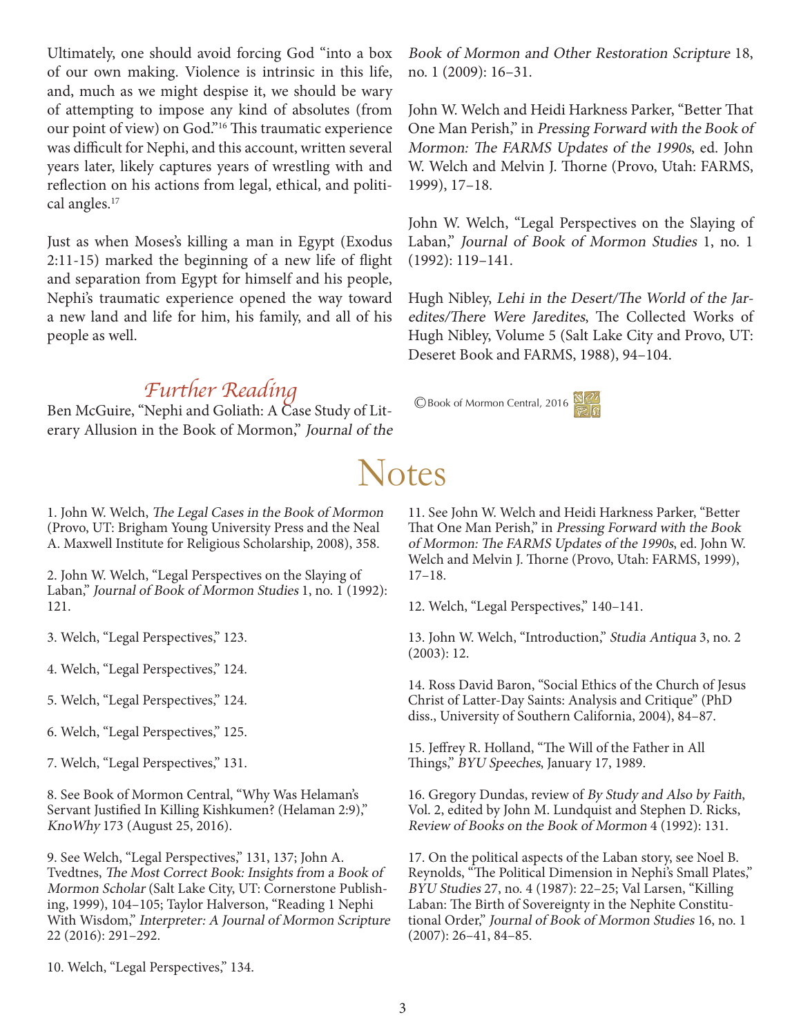Ultimately, one should avoid forcing God "into a box of our own making. Violence is intrinsic in this life, and, much as we might despise it, we should be wary of attempting to impose any kind of absolutes (from our point of view) on God."[16] This traumatic experience was difficult for Nephi, and this account, written several years later, likely captures years of wrestling with and reflection on his actions from legal, ethical, and political angles.[17]

Just as when Moses's killing a man in Egypt (Exodus 2:11-15) marked the beginning of a new life of flight and separation from Egypt for himself and his people, Nephi's traumatic experience opened the way toward a new land and life for him, his family, and all of his people as well.

## Further Reading

Ben McGuire, "Nephi and Goliath: A Case Study of Literary Allusion in the Book of Mormon," *Journal of the Book of Mormon and Other Restoration Scripture* 18, no. 1 (2009): 16–31.

John W. Welch and Heidi Harkness Parker, "Better That One Man Perish," in *Pressing Forward with the Book of Mormon: The FARMS Updates of the 1990s*, ed. John W. Welch and Melvin J. Thorne (Provo, Utah: FARMS, 1999), 17–18.

John W. Welch, "Legal Perspectives on the Slaying of Laban," *Journal of Book of Mormon Studies* 1, no. 1 (1992): 119–141.

Hugh Nibley, *Lehi in the Desert/The World of the Jaredites/There Were Jaredites*, The Collected Works of Hugh Nibley, Volume 5 (Salt Lake City and Provo, UT: Deseret Book and FARMS, 1988), 94–104.

©Book of Mormon Central, 2016

# Notes

1. John W. Welch, *The Legal Cases in the Book of Mormon* (Provo, UT: Brigham Young University Press and the Neal A. Maxwell Institute for Religious Scholarship, 2008), 358.

2. John W. Welch, "Legal Perspectives on the Slaying of Laban," *Journal of Book of Mormon Studies* 1, no. 1 (1992): 121.

3. Welch, "Legal Perspectives," 123.

4. Welch, "Legal Perspectives," 124.

5. Welch, "Legal Perspectives," 124.

6. Welch, "Legal Perspectives," 125.

7. Welch, "Legal Perspectives," 131.

8. See Book of Mormon Central, "Why Was Helaman's Servant Justified In Killing Kishkumen? (Helaman 2:9)," *KnoWhy* 173 (August 25, 2016).

9. See Welch, "Legal Perspectives," 131, 137; John A. Tvedtnes, *The Most Correct Book: Insights from a Book of Mormon Scholar* (Salt Lake City, UT: Cornerstone Publishing, 1999), 104–105; Taylor Halverson, "Reading 1 Nephi With Wisdom," *Interpreter: A Journal of Mormon Scripture* 22 (2016): 291–292.

10. Welch, "Legal Perspectives," 134.

11. See John W. Welch and Heidi Harkness Parker, "Better That One Man Perish," in *Pressing Forward with the Book of Mormon: The FARMS Updates of the 1990s*, ed. John W. Welch and Melvin J. Thorne (Provo, Utah: FARMS, 1999), 17–18.

12. Welch, "Legal Perspectives," 140–141.

13. John W. Welch, "Introduction," *Studia Antiqua* 3, no. 2 (2003): 12.

14. Ross David Baron, "Social Ethics of the Church of Jesus Christ of Latter-Day Saints: Analysis and Critique" (PhD diss., University of Southern California, 2004), 84–87.

15. Jeffrey R. Holland, "The Will of the Father in All Things," *BYU Speeches*, January 17, 1989.

16. Gregory Dundas, review of *By Study and Also by Faith*, Vol. 2, edited by John M. Lundquist and Stephen D. Ricks, *Review of Books on the Book of Mormon* 4 (1992): 131.

17. On the political aspects of the Laban story, see Noel B. Reynolds, "The Political Dimension in Nephi's Small Plates," *BYU Studies* 27, no. 4 (1987): 22–25; Val Larsen, "Killing Laban: The Birth of Sovereignty in the Nephite Constitutional Order," *Journal of Book of Mormon Studies* 16, no. 1 (2007): 26–41, 84–85.